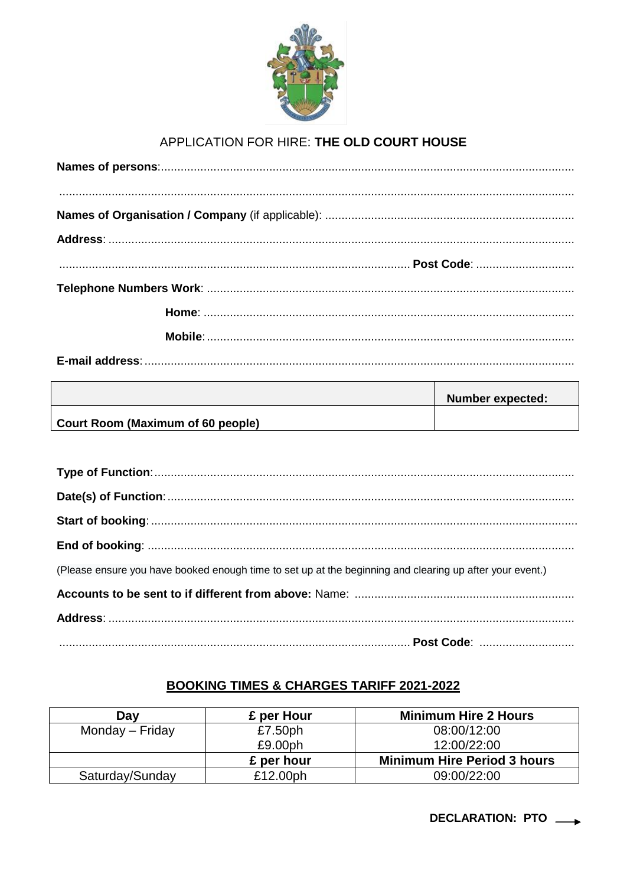APPLICATION FOR HIRE: **THE OLD COURT HOUSE**

**Names of persons**:..............................................................................................................................

..............................................................................................................................................................

**Names of Organisation / Company** (if applicable): ............................................................................

**Address**: .............................................................................................................................................

.......................................................................................................... **Post Code**: ..............................

**Telephone Numbers Work**: ...............................................................................................................

**Home**: ................................................................................................................

**Mobile**: ...............................................................................................................

**E-mail address**: ..................................................................................................................................

| | **Number expected:** |
|---|---|
| **Court Room (Maximum of 60 people)** | |

**Type of Function**: ...............................................................................................................................

**Date(s) of Function**: ...........................................................................................................................

**Start of booking**: .................................................................................................................................

**End of booking**: ..................................................................................................................................

(Please ensure you have booked enough time to set up at the beginning and clearing up after your event.)

**Accounts to be sent to if different from above:** Name: ...................................................................

**Address**: .............................................................................................................................................

.......................................................................................................... **Post Code**: .............................

## BOOKING TIMES & CHARGES TARIFF 2021-2022

| Day | £ per Hour | Minimum Hire 2 Hours |
|---|---|---|
| Monday – Friday | £7.50ph<br>£9.00ph | 08:00/12:00<br>12:00/22:00 |
| | **£ per hour** | **Minimum Hire Period 3 hours** |
| Saturday/Sunday | £12.00ph | 09:00/22:00 |

**DECLARATION: PTO** →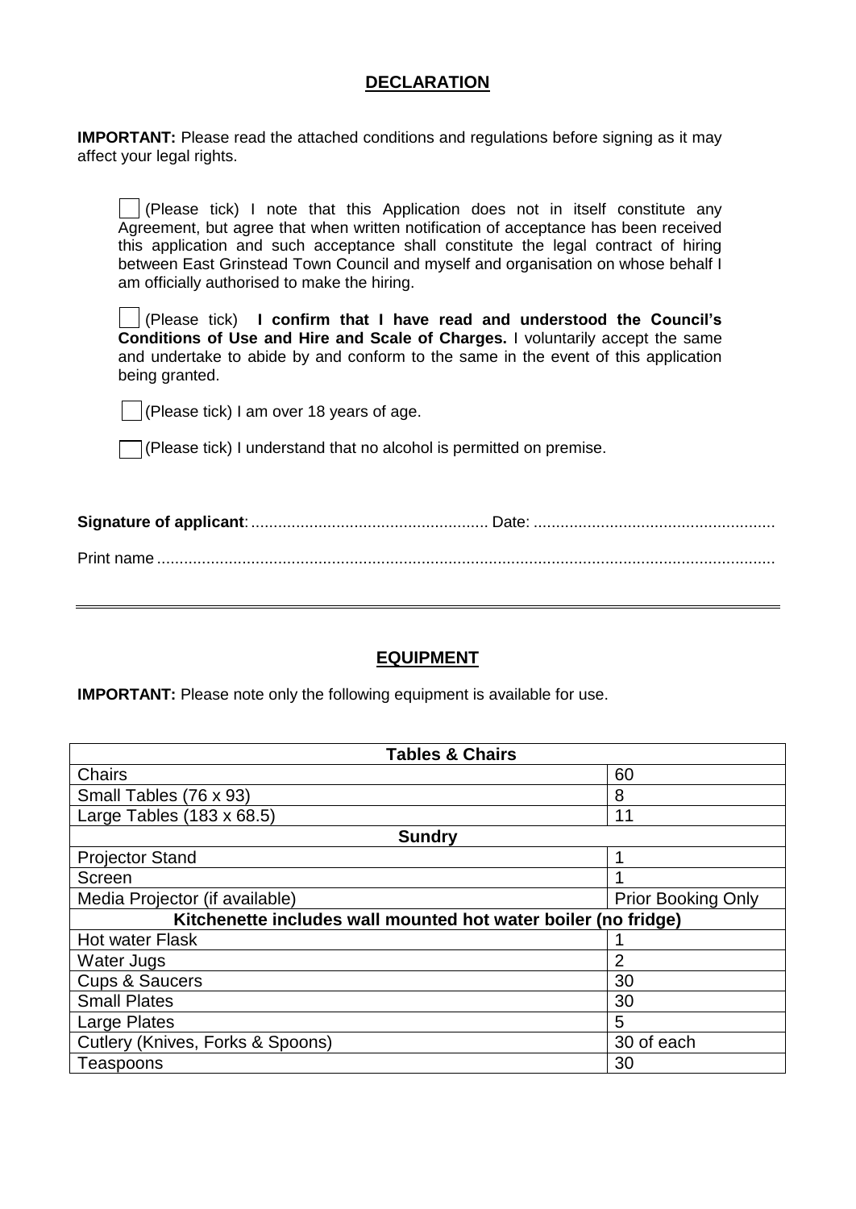## DECLARATION

**IMPORTANT:** Please read the attached conditions and regulations before signing as it may affect your legal rights.

☐ (Please tick) I note that this Application does not in itself constitute any Agreement, but agree that when written notification of acceptance has been received this application and such acceptance shall constitute the legal contract of hiring between East Grinstead Town Council and myself and organisation on whose behalf I am officially authorised to make the hiring.

☐ (Please tick) **I confirm that I have read and understood the Council's Conditions of Use and Hire and Scale of Charges.** I voluntarily accept the same and undertake to abide by and conform to the same in the event of this application being granted.

☐ (Please tick) I am over 18 years of age.

☐ (Please tick) I understand that no alcohol is permitted on premise.

**Signature of applicant**: ..................................................... Date: ......................................................

Print name ..........................................................................................................................................

---

## EQUIPMENT

**IMPORTANT:** Please note only the following equipment is available for use.

| **Tables & Chairs** | |
|---|---|
| Chairs | 60 |
| Small Tables (76 x 93) | 8 |
| Large Tables (183 x 68.5) | 11 |
| **Sundry** | |
| Projector Stand | 1 |
| Screen | 1 |
| Media Projector (if available) | Prior Booking Only |
| **Kitchenette includes wall mounted hot water boiler (no fridge)** | |
| Hot water Flask | 1 |
| Water Jugs | 2 |
| Cups & Saucers | 30 |
| Small Plates | 30 |
| Large Plates | 5 |
| Cutlery (Knives, Forks & Spoons) | 30 of each |
| Teaspoons | 30 |